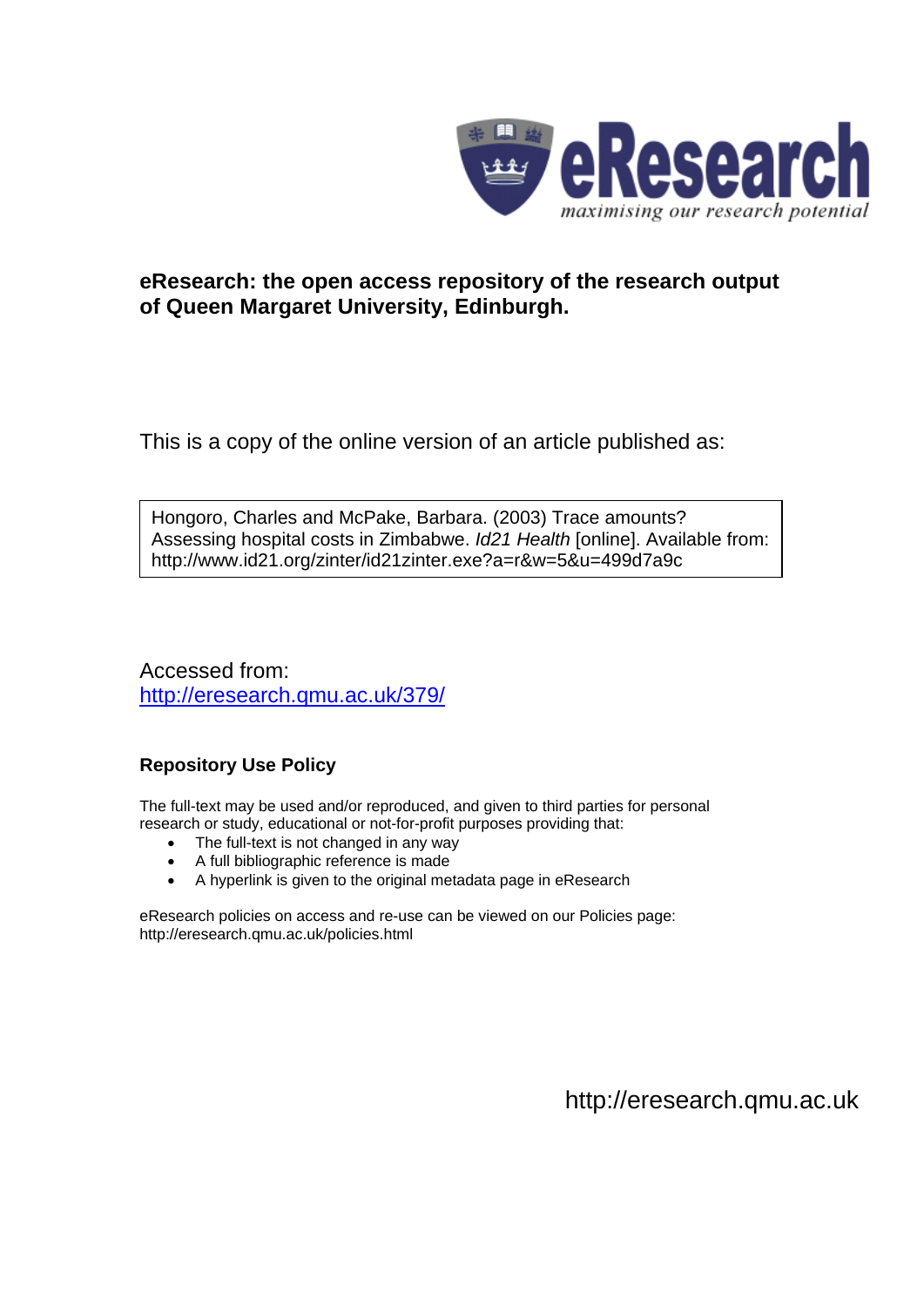eResearch

*maximising our research potential*

**eResearch: the open access repository of the research output of Queen Margaret University, Edinburgh.**

This is a copy of the online version of an article published as:

> Hongoro, Charles and McPake, Barbara. (2003) Trace amounts? Assessing hospital costs in Zimbabwe. *Id21 Health* [online]. Available from: http://www.id21.org/zinter/id21zinter.exe?a=r&w=5&u=499d7a9c

Accessed from:
http://eresearch.qmu.ac.uk/379/

### Repository Use Policy

The full-text may be used and/or reproduced, and given to third parties for personal research or study, educational or not-for-profit purposes providing that:

- The full-text is not changed in any way
- A full bibliographic reference is made
- A hyperlink is given to the original metadata page in eResearch

eResearch policies on access and re-use can be viewed on our Policies page: http://eresearch.qmu.ac.uk/policies.html

http://eresearch.qmu.ac.uk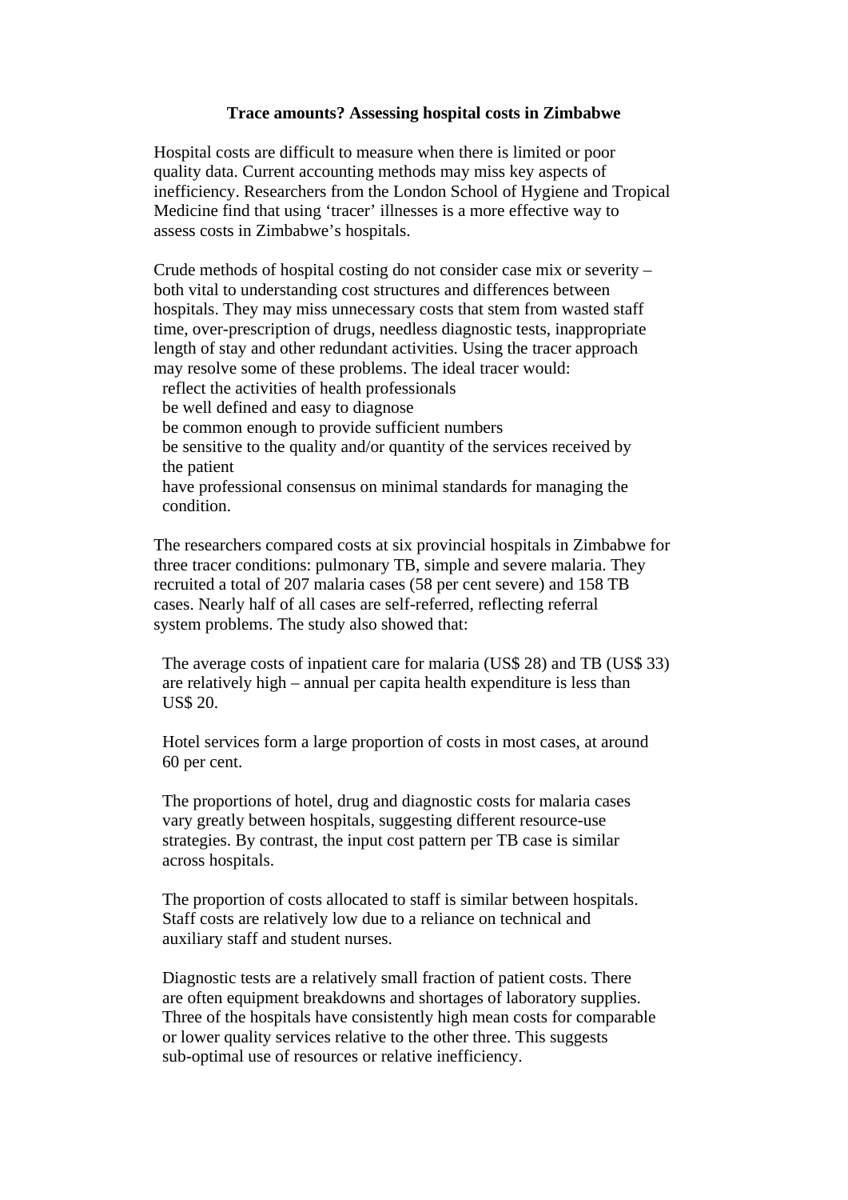**Trace amounts? Assessing hospital costs in Zimbabwe**

Hospital costs are difficult to measure when there is limited or poor quality data. Current accounting methods may miss key aspects of inefficiency. Researchers from the London School of Hygiene and Tropical Medicine find that using 'tracer' illnesses is a more effective way to assess costs in Zimbabwe's hospitals.

Crude methods of hospital costing do not consider case mix or severity – both vital to understanding cost structures and differences between hospitals. They may miss unnecessary costs that stem from wasted staff time, over-prescription of drugs, needless diagnostic tests, inappropriate length of stay and other redundant activities. Using the tracer approach may resolve some of these problems. The ideal tracer would:

- reflect the activities of health professionals
- be well defined and easy to diagnose
- be common enough to provide sufficient numbers
- be sensitive to the quality and/or quantity of the services received by the patient
- have professional consensus on minimal standards for managing the condition.

The researchers compared costs at six provincial hospitals in Zimbabwe for three tracer conditions: pulmonary TB, simple and severe malaria. They recruited a total of 207 malaria cases (58 per cent severe) and 158 TB cases. Nearly half of all cases are self-referred, reflecting referral system problems. The study also showed that:

- The average costs of inpatient care for malaria (US$ 28) and TB (US$ 33) are relatively high – annual per capita health expenditure is less than US$ 20.

- Hotel services form a large proportion of costs in most cases, at around 60 per cent.

- The proportions of hotel, drug and diagnostic costs for malaria cases vary greatly between hospitals, suggesting different resource-use strategies. By contrast, the input cost pattern per TB case is similar across hospitals.

- The proportion of costs allocated to staff is similar between hospitals. Staff costs are relatively low due to a reliance on technical and auxiliary staff and student nurses.

- Diagnostic tests are a relatively small fraction of patient costs. There are often equipment breakdowns and shortages of laboratory supplies. Three of the hospitals have consistently high mean costs for comparable or lower quality services relative to the other three. This suggests sub-optimal use of resources or relative inefficiency.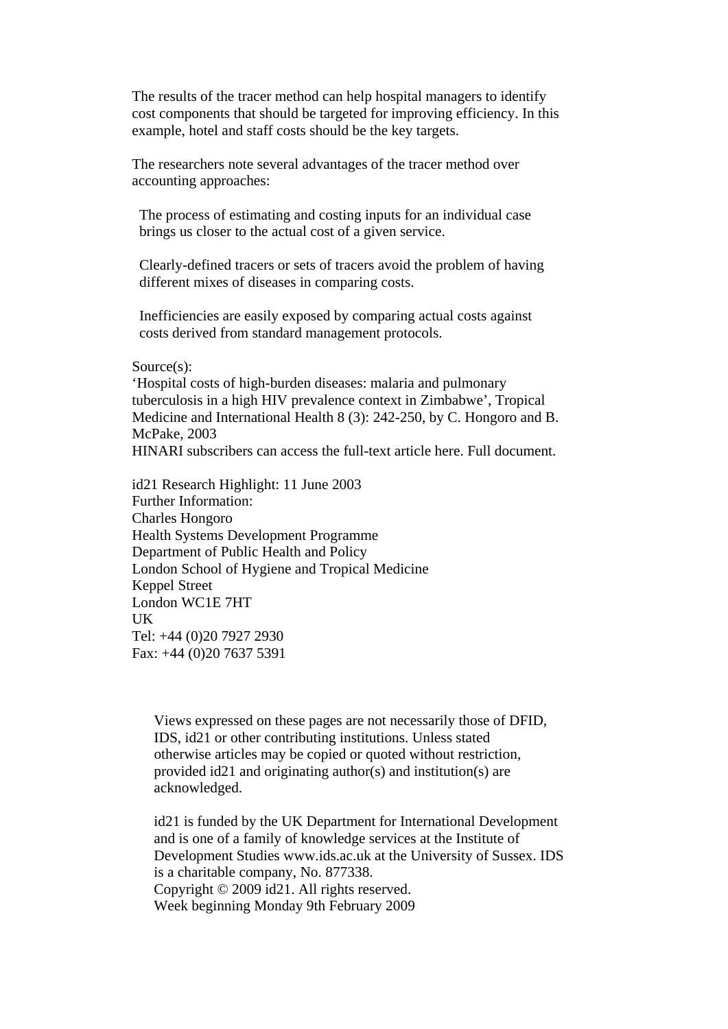The results of the tracer method can help hospital managers to identify cost components that should be targeted for improving efficiency. In this example, hotel and staff costs should be the key targets.

The researchers note several advantages of the tracer method over accounting approaches:

- The process of estimating and costing inputs for an individual case brings us closer to the actual cost of a given service.
- Clearly-defined tracers or sets of tracers avoid the problem of having different mixes of diseases in comparing costs.
- Inefficiencies are easily exposed by comparing actual costs against costs derived from standard management protocols.

Source(s):
'Hospital costs of high-burden diseases: malaria and pulmonary tuberculosis in a high HIV prevalence context in Zimbabwe', Tropical Medicine and International Health 8 (3): 242-250, by C. Hongoro and B. McPake, 2003
HINARI subscribers can access the full-text article here. Full document.

id21 Research Highlight: 11 June 2003
Further Information:
Charles Hongoro
Health Systems Development Programme
Department of Public Health and Policy
London School of Hygiene and Tropical Medicine
Keppel Street
London WC1E 7HT
UK
Tel: +44 (0)20 7927 2930
Fax: +44 (0)20 7637 5391

Views expressed on these pages are not necessarily those of DFID, IDS, id21 or other contributing institutions. Unless stated otherwise articles may be copied or quoted without restriction, provided id21 and originating author(s) and institution(s) are acknowledged.

id21 is funded by the UK Department for International Development and is one of a family of knowledge services at the Institute of Development Studies www.ids.ac.uk at the University of Sussex. IDS is a charitable company, No. 877338.
Copyright © 2009 id21. All rights reserved.
Week beginning Monday 9th February 2009